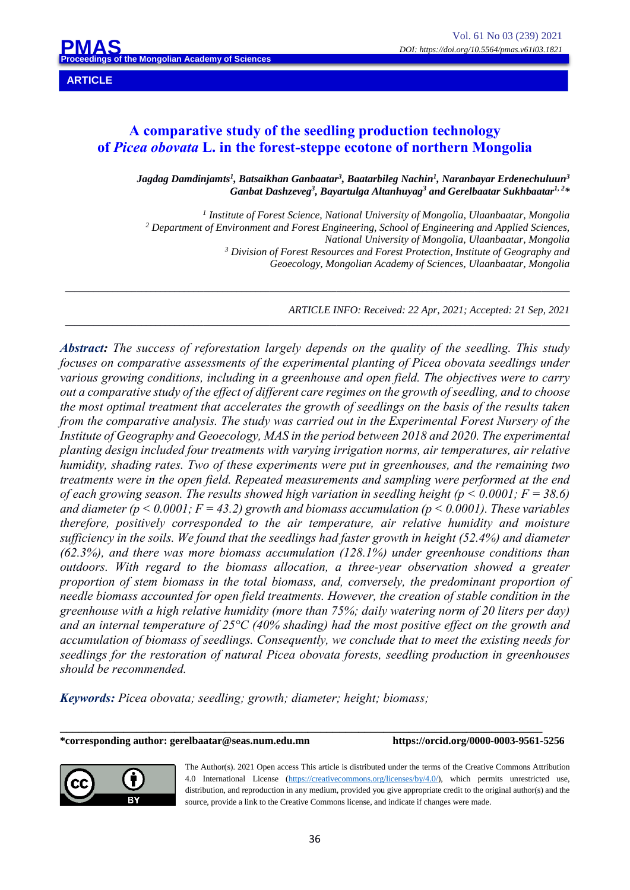ARTICLE

# A comparative study of the seedling production technology of *Picea obovata* L. in the forest-steppe ecotone of northern Mongolia

***Jagdag Damdinjamts[1], Batsaikhan Ganbaatar[3], Baatarbileg Nachin[1], Naranbayar Erdenechuluun[3] Ganbat Dashzeveg[3], Bayartulga Altanhuyag[3] and Gerelbaatar Sukhbaatar[1, 2]****

*[1] Institute of Forest Science, National University of Mongolia, Ulaanbaatar, Mongolia*
*[2] Department of Environment and Forest Engineering, School of Engineering and Applied Sciences, National University of Mongolia, Ulaanbaatar, Mongolia*
*[3] Division of Forest Resources and Forest Protection, Institute of Geography and Geoecology, Mongolian Academy of Sciences, Ulaanbaatar, Mongolia*

*ARTICLE INFO: Received: 22 Apr, 2021; Accepted: 21 Sep, 2021*

***Abstract:*** *The success of reforestation largely depends on the quality of the seedling. This study focuses on comparative assessments of the experimental planting of Picea obovata seedlings under various growing conditions, including in a greenhouse and open field. The objectives were to carry out a comparative study of the effect of different care regimes on the growth of seedling, and to choose the most optimal treatment that accelerates the growth of seedlings on the basis of the results taken from the comparative analysis. The study was carried out in the Experimental Forest Nursery of the Institute of Geography and Geoecology, MAS in the period between 2018 and 2020. The experimental planting design included four treatments with varying irrigation norms, air temperatures, air relative humidity, shading rates. Two of these experiments were put in greenhouses, and the remaining two treatments were in the open field. Repeated measurements and sampling were performed at the end of each growing season. The results showed high variation in seedling height ($p < 0.0001$; $F = 38.6$) and diameter ($p < 0.0001$; $F = 43.2$) growth and biomass accumulation ($p < 0.0001$). These variables therefore, positively corresponded to the air temperature, air relative humidity and moisture sufficiency in the soils. We found that the seedlings had faster growth in height (52.4%) and diameter (62.3%), and there was more biomass accumulation (128.1%) under greenhouse conditions than outdoors. With regard to the biomass allocation, a three-year observation showed a greater proportion of stem biomass in the total biomass, and, conversely, the predominant proportion of needle biomass accounted for open field treatments. However, the creation of stable condition in the greenhouse with a high relative humidity (more than 75%; daily watering norm of 20 liters per day) and an internal temperature of 25°C (40% shading) had the most positive effect on the growth and accumulation of biomass of seedlings. Consequently, we conclude that to meet the existing needs for seedlings for the restoration of natural Picea obovata forests, seedling production in greenhouses should be recommended.*

***Keywords:*** *Picea obovata; seedling; growth; diameter; height; biomass;*

**\*corresponding author: gerelbaatar@seas.num.edu.mn** **https://orcid.org/0000-0003-9561-5256**

The Author(s). 2021 Open access This article is distributed under the terms of the Creative Commons Attribution 4.0 International License (https://creativecommons.org/licenses/by/4.0/), which permits unrestricted use, distribution, and reproduction in any medium, provided you give appropriate credit to the original author(s) and the source, provide a link to the Creative Commons license, and indicate if changes were made.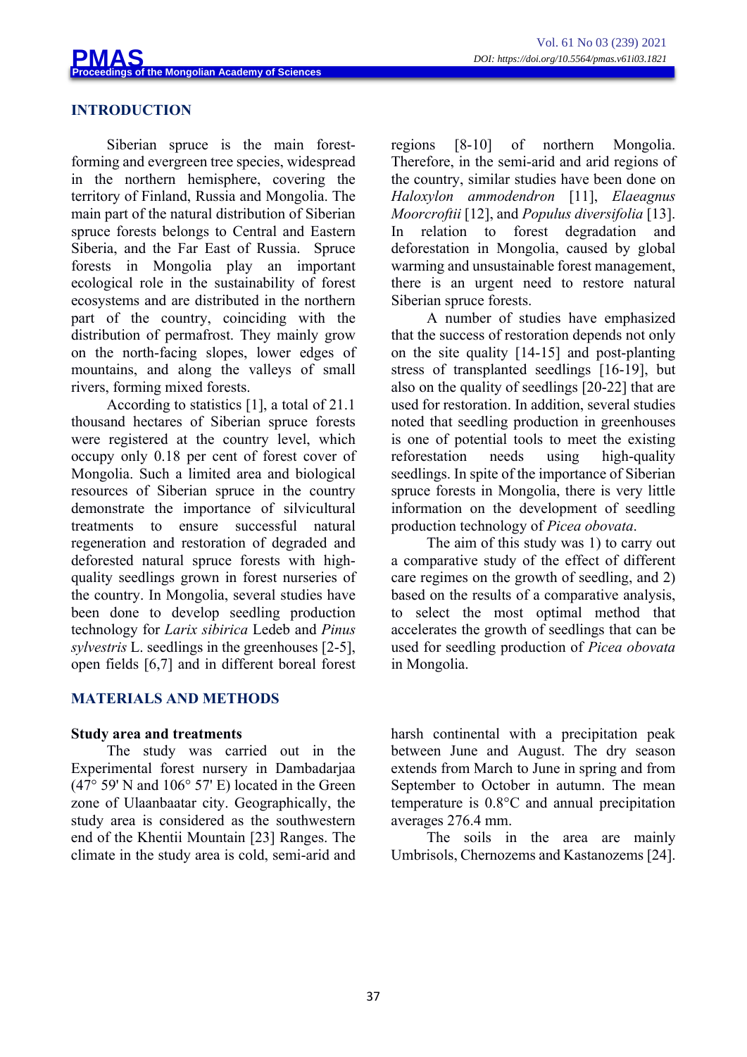## INTRODUCTION

Siberian spruce is the main forest-forming and evergreen tree species, widespread in the northern hemisphere, covering the territory of Finland, Russia and Mongolia. The main part of the natural distribution of Siberian spruce forests belongs to Central and Eastern Siberia, and the Far East of Russia. Spruce forests in Mongolia play an important ecological role in the sustainability of forest ecosystems and are distributed in the northern part of the country, coinciding with the distribution of permafrost. They mainly grow on the north-facing slopes, lower edges of mountains, and along the valleys of small rivers, forming mixed forests.

According to statistics [1], a total of 21.1 thousand hectares of Siberian spruce forests were registered at the country level, which occupy only 0.18 per cent of forest cover of Mongolia. Such a limited area and biological resources of Siberian spruce in the country demonstrate the importance of silvicultural treatments to ensure successful natural regeneration and restoration of degraded and deforested natural spruce forests with high-quality seedlings grown in forest nurseries of the country. In Mongolia, several studies have been done to develop seedling production technology for *Larix sibirica* Ledeb and *Pinus sylvestris* L. seedlings in the greenhouses [2-5], open fields [6,7] and in different boreal forest regions [8-10] of northern Mongolia. Therefore, in the semi-arid and arid regions of the country, similar studies have been done on *Haloxylon ammodendron* [11], *Elaeagnus Moorcroftii* [12], and *Populus diversifolia* [13]. In relation to forest degradation and deforestation in Mongolia, caused by global warming and unsustainable forest management, there is an urgent need to restore natural Siberian spruce forests.

A number of studies have emphasized that the success of restoration depends not only on the site quality [14-15] and post-planting stress of transplanted seedlings [16-19], but also on the quality of seedlings [20-22] that are used for restoration. In addition, several studies noted that seedling production in greenhouses is one of potential tools to meet the existing reforestation needs using high-quality seedlings. In spite of the importance of Siberian spruce forests in Mongolia, there is very little information on the development of seedling production technology of *Picea obovata*.

The aim of this study was 1) to carry out a comparative study of the effect of different care regimes on the growth of seedling, and 2) based on the results of a comparative analysis, to select the most optimal method that accelerates the growth of seedlings that can be used for seedling production of *Picea obovata* in Mongolia.

## MATERIALS AND METHODS

### Study area and treatments

The study was carried out in the Experimental forest nursery in Dambadarjaa (47° 59' N and 106° 57' E) located in the Green zone of Ulaanbaatar city. Geographically, the study area is considered as the southwestern end of the Khentii Mountain [23] Ranges. The climate in the study area is cold, semi-arid and harsh continental with a precipitation peak between June and August. The dry season extends from March to June in spring and from September to October in autumn. The mean temperature is 0.8°C and annual precipitation averages 276.4 mm.

The soils in the area are mainly Umbrisols, Chernozems and Kastanozems [24].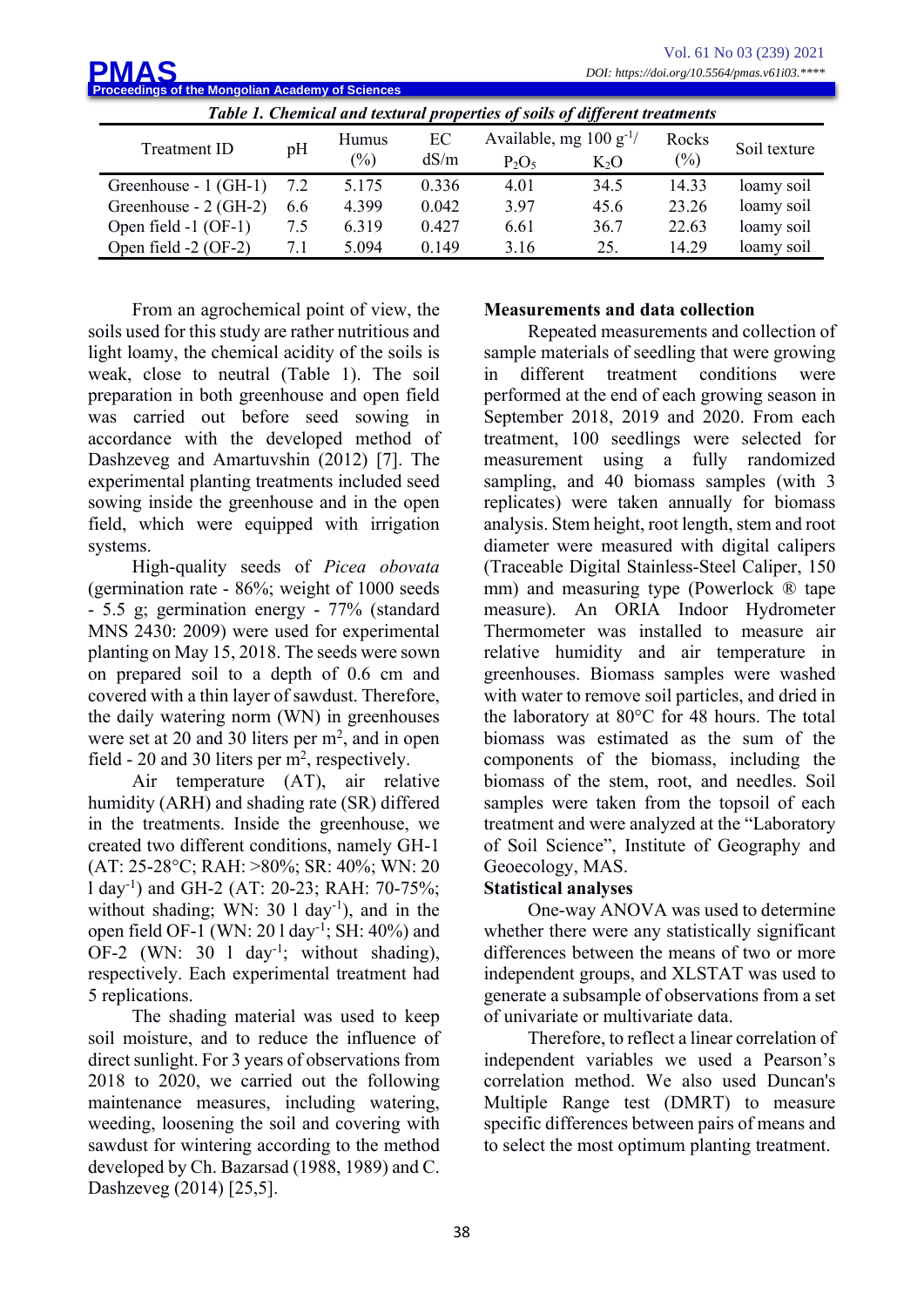*Table 1. Chemical and textural properties of soils of different treatments*

| Treatment ID | pH | Humus (%) | EC dS/m | Available, mg 100 $g^{-1}$/ $P_2O_5$ | $K_2O$ | Rocks (%) | Soil texture |
|---|---|---|---|---|---|---|---|
| Greenhouse - 1 (GH-1) | 7.2 | 5.175 | 0.336 | 4.01 | 34.5 | 14.33 | loamy soil |
| Greenhouse - 2 (GH-2) | 6.6 | 4.399 | 0.042 | 3.97 | 45.6 | 23.26 | loamy soil |
| Open field -1 (OF-1) | 7.5 | 6.319 | 0.427 | 6.61 | 36.7 | 22.63 | loamy soil |
| Open field -2 (OF-2) | 7.1 | 5.094 | 0.149 | 3.16 | 25. | 14.29 | loamy soil |

From an agrochemical point of view, the soils used for this study are rather nutritious and light loamy, the chemical acidity of the soils is weak, close to neutral (Table 1). The soil preparation in both greenhouse and open field was carried out before seed sowing in accordance with the developed method of Dashzeveg and Amartuvshin (2012) [7]. The experimental planting treatments included seed sowing inside the greenhouse and in the open field, which were equipped with irrigation systems.

High-quality seeds of *Picea obovata* (germination rate - 86%; weight of 1000 seeds - 5.5 g; germination energy - 77% (standard MNS 2430: 2009) were used for experimental planting on May 15, 2018. The seeds were sown on prepared soil to a depth of 0.6 cm and covered with a thin layer of sawdust. Therefore, the daily watering norm (WN) in greenhouses were set at 20 and 30 liters per $m^2$, and in open field - 20 and 30 liters per $m^2$, respectively.

Air temperature (AT), air relative humidity (ARH) and shading rate (SR) differed in the treatments. Inside the greenhouse, we created two different conditions, namely GH-1 (AT: 25-28°C; RAH: >80%; SR: 40%; WN: 20 l $day^{-1}$) and GH-2 (AT: 20-23; RAH: 70-75%; without shading; WN: 30 l $day^{-1}$), and in the open field OF-1 (WN: 20 l $day^{-1}$; SH: 40%) and OF-2 (WN: 30 l $day^{-1}$; without shading), respectively. Each experimental treatment had 5 replications.

The shading material was used to keep soil moisture, and to reduce the influence of direct sunlight. For 3 years of observations from 2018 to 2020, we carried out the following maintenance measures, including watering, weeding, loosening the soil and covering with sawdust for wintering according to the method developed by Ch. Bazarsad (1988, 1989) and C. Dashzeveg (2014) [25,5].

**Measurements and data collection**

Repeated measurements and collection of sample materials of seedling that were growing in different treatment conditions were performed at the end of each growing season in September 2018, 2019 and 2020. From each treatment, 100 seedlings were selected for measurement using a fully randomized sampling, and 40 biomass samples (with 3 replicates) were taken annually for biomass analysis. Stem height, root length, stem and root diameter were measured with digital calipers (Traceable Digital Stainless-Steel Caliper, 150 mm) and measuring type (Powerlock ® tape measure). An ORIA Indoor Hydrometer Thermometer was installed to measure air relative humidity and air temperature in greenhouses. Biomass samples were washed with water to remove soil particles, and dried in the laboratory at 80°C for 48 hours. The total biomass was estimated as the sum of the components of the biomass, including the biomass of the stem, root, and needles. Soil samples were taken from the topsoil of each treatment and were analyzed at the "Laboratory of Soil Science", Institute of Geography and Geoecology, MAS.

**Statistical analyses**

One-way ANOVA was used to determine whether there were any statistically significant differences between the means of two or more independent groups, and XLSTAT was used to generate a subsample of observations from a set of univariate or multivariate data.

Therefore, to reflect a linear correlation of independent variables we used a Pearson's correlation method. We also used Duncan's Multiple Range test (DMRT) to measure specific differences between pairs of means and to select the most optimum planting treatment.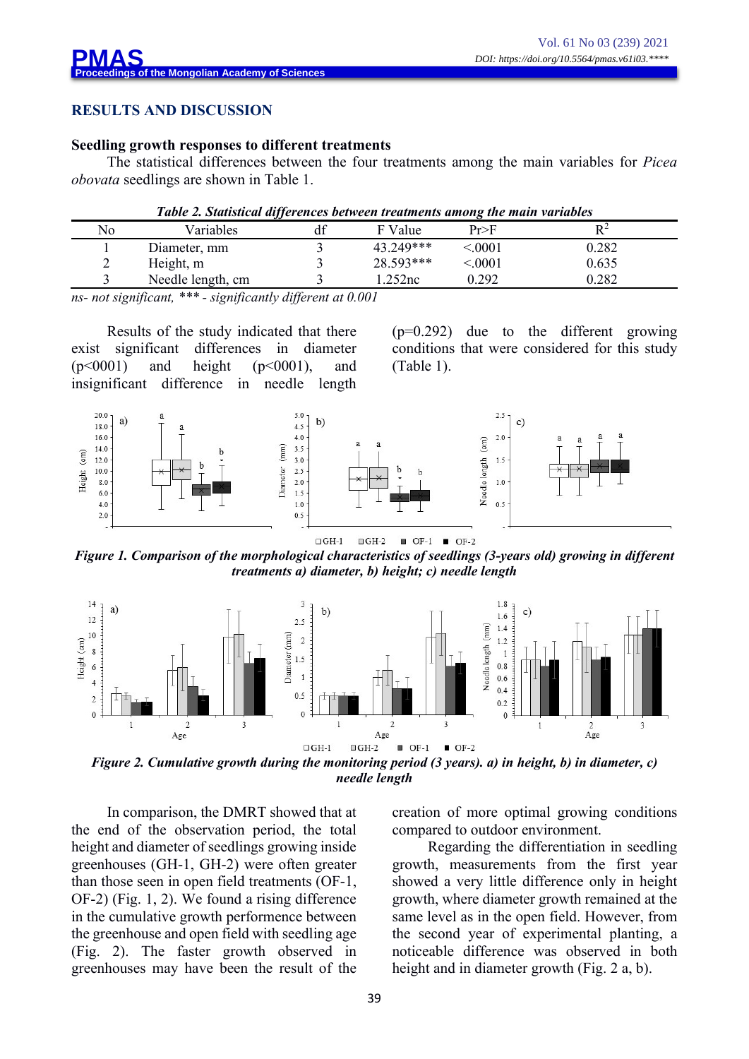## RESULTS AND DISCUSSION

### Seedling growth responses to different treatments

The statistical differences between the four treatments among the main variables for *Picea obovata* seedlings are shown in Table 1.

*Table 2. Statistical differences between treatments among the main variables*

| No | Variables | df | F Value | Pr>F | $R^2$ |
|---|---|---|---|---|---|
| 1 | Diameter, mm | 3 | 43.249*** | <.0001 | 0.282 |
| 2 | Height, m | 3 | 28.593*** | <.0001 | 0.635 |
| 3 | Needle length, cm | 3 | 1.252nc | 0.292 | 0.282 |

*ns- not significant, *** - significantly different at 0.001*

Results of the study indicated that there exist significant differences in diameter (p<0001) and height (p<0001), and insignificant difference in needle length (p=0.292) due to the different growing conditions that were considered for this study (Table 1).

*Figure 1. Comparison of the morphological characteristics of seedlings (3-years old) growing in different treatments a) diameter, b) height; c) needle length*

*Figure 2. Cumulative growth during the monitoring period (3 years). a) in height, b) in diameter, c) needle length*

In comparison, the DMRT showed that at the end of the observation period, the total height and diameter of seedlings growing inside greenhouses (GH-1, GH-2) were often greater than those seen in open field treatments (OF-1, OF-2) (Fig. 1, 2). We found a rising difference in the cumulative growth performence between the greenhouse and open field with seedling age (Fig. 2). The faster growth observed in greenhouses may have been the result of the creation of more optimal growing conditions compared to outdoor environment.

Regarding the differentiation in seedling growth, measurements from the first year showed a very little difference only in height growth, where diameter growth remained at the same level as in the open field. However, from the second year of experimental planting, a noticeable difference was observed in both height and in diameter growth (Fig. 2 a, b).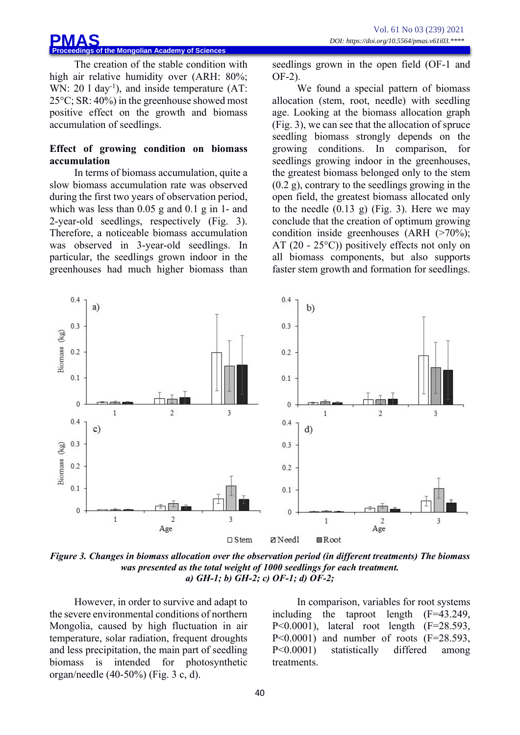The creation of the stable condition with high air relative humidity over (ARH: 80%; WN: 20 l day$^{-1}$), and inside temperature (AT: 25°C; SR: 40%) in the greenhouse showed most positive effect on the growth and biomass accumulation of seedlings.

**Effect of growing condition on biomass accumulation**

In terms of biomass accumulation, quite a slow biomass accumulation rate was observed during the first two years of observation period, which was less than 0.05 g and 0.1 g in 1- and 2-year-old seedlings, respectively (Fig. 3). Therefore, a noticeable biomass accumulation was observed in 3-year-old seedlings. In particular, the seedlings grown indoor in the greenhouses had much higher biomass than seedlings grown in the open field (OF-1 and OF-2).

We found a special pattern of biomass allocation (stem, root, needle) with seedling age. Looking at the biomass allocation graph (Fig. 3), we can see that the allocation of spruce seedling biomass strongly depends on the growing conditions. In comparison, for seedlings growing indoor in the greenhouses, the greatest biomass belonged only to the stem (0.2 g), contrary to the seedlings growing in the open field, the greatest biomass allocated only to the needle (0.13 g) (Fig. 3). Here we may conclude that the creation of optimum growing condition inside greenhouses (ARH (>70%); AT (20 - 25°C)) positively effects not only on all biomass components, but also supports faster stem growth and formation for seedlings.

*Figure 3. Changes in biomass allocation over the observation period (in different treatments) The biomass was presented as the total weight of 1000 seedlings for each treatment.*
*a) GH-1; b) GH-2; c) OF-1; d) OF-2;*

However, in order to survive and adapt to the severe environmental conditions of northern Mongolia, caused by high fluctuation in air temperature, solar radiation, frequent droughts and less precipitation, the main part of seedling biomass is intended for photosynthetic organ/needle (40-50%) (Fig. 3 c, d).

In comparison, variables for root systems including the taproot length ($F=43.249$, $P<0.0001$), lateral root length ($F=28.593$, $P<0.0001$) and number of roots ($F=28.593$, $P<0.0001$) statistically differed among treatments.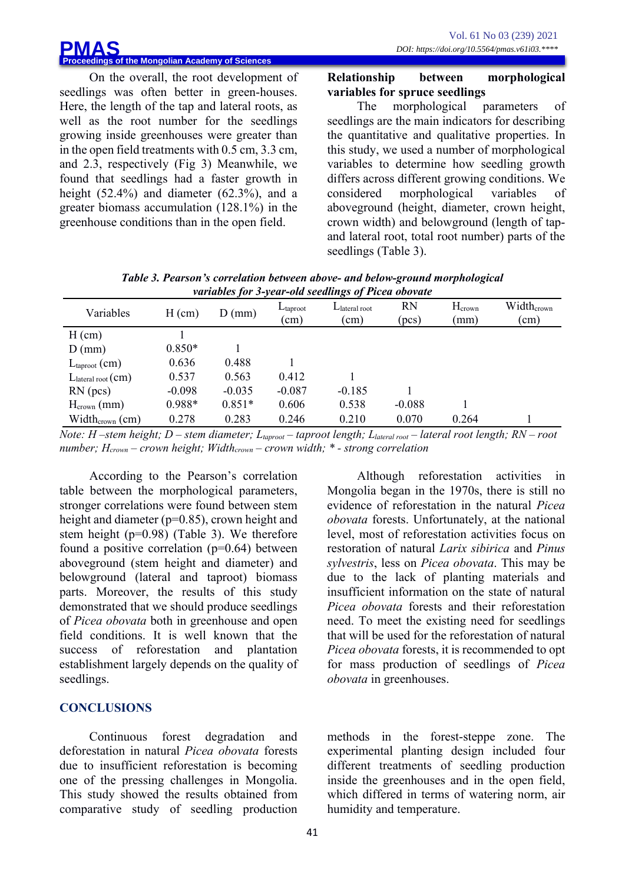On the overall, the root development of seedlings was often better in green-houses. Here, the length of the tap and lateral roots, as well as the root number for the seedlings growing inside greenhouses were greater than in the open field treatments with 0.5 cm, 3.3 cm, and 2.3, respectively (Fig 3) Meanwhile, we found that seedlings had a faster growth in height (52.4%) and diameter (62.3%), and a greater biomass accumulation (128.1%) in the greenhouse conditions than in the open field.

**Relationship between morphological variables for spruce seedlings**

The morphological parameters of seedlings are the main indicators for describing the quantitative and qualitative properties. In this study, we used a number of morphological variables to determine how seedling growth differs across different growing conditions. We considered morphological variables of aboveground (height, diameter, crown height, crown width) and belowground (length of tap- and lateral root, total root number) parts of the seedlings (Table 3).

***Table 3. Pearson's correlation between above- and below-ground morphological variables for 3-year-old seedlings of Picea obovate***

| Variables | H (cm) | D (mm) | $L_{taproot}$ (cm) | $L_{lateral\ root}$ (cm) | RN (pcs) | $H_{crown}$ (mm) | $Width_{crown}$ (cm) |
|---|---|---|---|---|---|---|---|
| H (cm) | 1 | | | | | | |
| D (mm) | 0.850* | 1 | | | | | |
| $L_{taproot}$ (cm) | 0.636 | 0.488 | 1 | | | | |
| $L_{lateral\ root}$ (cm) | 0.537 | 0.563 | 0.412 | 1 | | | |
| RN (pcs) | -0.098 | -0.035 | -0.087 | -0.185 | 1 | | |
| $H_{crown}$ (mm) | 0.988* | 0.851* | 0.606 | 0.538 | -0.088 | 1 | |
| $Width_{crown}$ (cm) | 0.278 | 0.283 | 0.246 | 0.210 | 0.070 | 0.264 | 1 |

*Note: H –stem height; D – stem diameter; $L_{taproot}$ – taproot length; $L_{lateral\ root}$ – lateral root length; RN – root number; $H_{crown}$ – crown height; $Width_{crown}$ – crown width; * - strong correlation*

According to the Pearson's correlation table between the morphological parameters, stronger correlations were found between stem height and diameter (p=0.85), crown height and stem height (p=0.98) (Table 3). We therefore found a positive correlation (p=0.64) between aboveground (stem height and diameter) and belowground (lateral and taproot) biomass parts. Moreover, the results of this study demonstrated that we should produce seedlings of *Picea obovata* both in greenhouse and open field conditions. It is well known that the success of reforestation and plantation establishment largely depends on the quality of seedlings.

Although reforestation activities in Mongolia began in the 1970s, there is still no evidence of reforestation in the natural *Picea obovata* forests. Unfortunately, at the national level, most of reforestation activities focus on restoration of natural *Larix sibirica* and *Pinus sylvestris*, less on *Picea obovata*. This may be due to the lack of planting materials and insufficient information on the state of natural *Picea obovata* forests and their reforestation need. To meet the existing need for seedlings that will be used for the reforestation of natural *Picea obovata* forests, it is recommended to opt for mass production of seedlings of *Picea obovata* in greenhouses.

## CONCLUSIONS

Continuous forest degradation and deforestation in natural *Picea obovata* forests due to insufficient reforestation is becoming one of the pressing challenges in Mongolia. This study showed the results obtained from comparative study of seedling production methods in the forest-steppe zone. The experimental planting design included four different treatments of seedling production inside the greenhouses and in the open field, which differed in terms of watering norm, air humidity and temperature.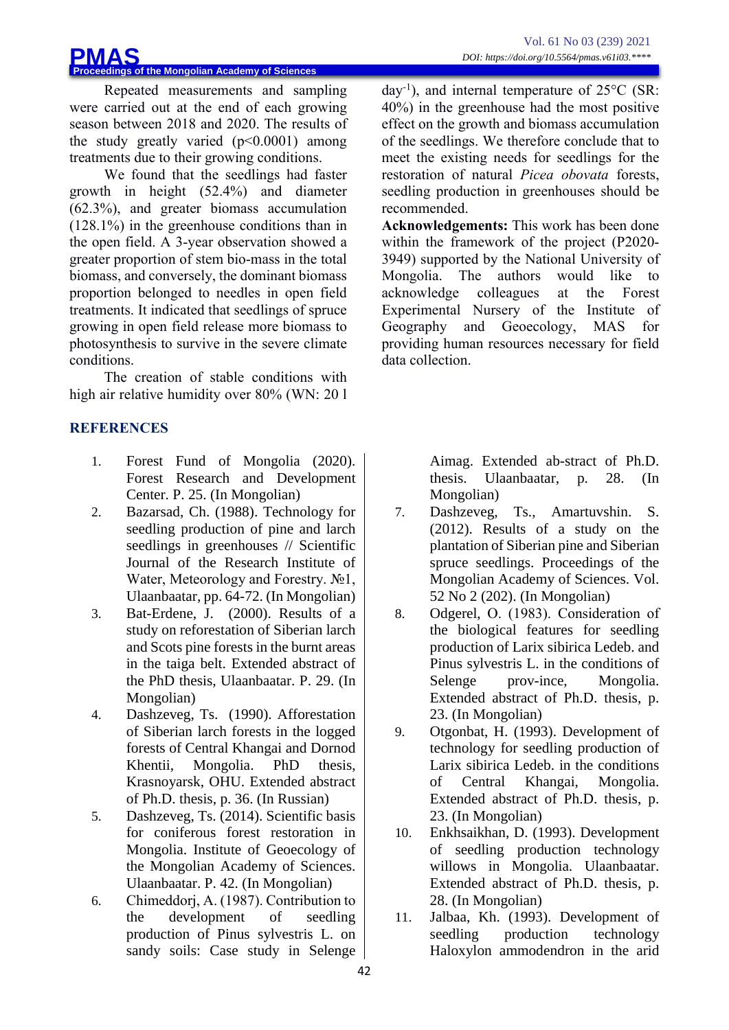Repeated measurements and sampling were carried out at the end of each growing season between 2018 and 2020. The results of the study greatly varied ($p<0.0001$) among treatments due to their growing conditions.

We found that the seedlings had faster growth in height (52.4%) and diameter (62.3%), and greater biomass accumulation (128.1%) in the greenhouse conditions than in the open field. A 3-year observation showed a greater proportion of stem bio-mass in the total biomass, and conversely, the dominant biomass proportion belonged to needles in open field treatments. It indicated that seedlings of spruce growing in open field release more biomass to photosynthesis to survive in the severe climate conditions.

The creation of stable conditions with high air relative humidity over 80% (WN: 20 l day$^{-1}$), and internal temperature of 25°C (SR: 40%) in the greenhouse had the most positive effect on the growth and biomass accumulation of the seedlings. We therefore conclude that to meet the existing needs for seedlings for the restoration of natural *Picea obovata* forests, seedling production in greenhouses should be recommended.

**Acknowledgements:** This work has been done within the framework of the project (P2020-3949) supported by the National University of Mongolia. The authors would like to acknowledge colleagues at the Forest Experimental Nursery of the Institute of Geography and Geoecology, MAS for providing human resources necessary for field data collection.

## REFERENCES

1. Forest Fund of Mongolia (2020). Forest Research and Development Center. P. 25. (In Mongolian)
2. Bazarsad, Ch. (1988). Technology for seedling production of pine and larch seedlings in greenhouses // Scientific Journal of the Research Institute of Water, Meteorology and Forestry. №1, Ulaanbaatar, pp. 64-72. (In Mongolian)
3. Bat-Erdene, J. (2000). Results of a study on reforestation of Siberian larch and Scots pine forests in the burnt areas in the taiga belt. Extended abstract of the PhD thesis, Ulaanbaatar. P. 29. (In Mongolian)
4. Dashzeveg, Ts. (1990). Afforestation of Siberian larch forests in the logged forests of Central Khangai and Dornod Khentii, Mongolia. PhD thesis, Krasnoyarsk, OHU. Extended abstract of Ph.D. thesis, p. 36. (In Russian)
5. Dashzeveg, Ts. (2014). Scientific basis for coniferous forest restoration in Mongolia. Institute of Geoecology of the Mongolian Academy of Sciences. Ulaanbaatar. P. 42. (In Mongolian)
6. Chimeddorj, A. (1987). Contribution to the development of seedling production of Pinus sylvestris L. on sandy soils: Case study in Selenge Aimag. Extended ab-stract of Ph.D. thesis. Ulaanbaatar, p. 28. (In Mongolian)
7. Dashzeveg, Ts., Amartuvshin. S. (2012). Results of a study on the plantation of Siberian pine and Siberian spruce seedlings. Proceedings of the Mongolian Academy of Sciences. Vol. 52 No 2 (202). (In Mongolian)
8. Odgerel, O. (1983). Consideration of the biological features for seedling production of Larix sibirica Ledeb. and Pinus sylvestris L. in the conditions of Selenge prov-ince, Mongolia. Extended abstract of Ph.D. thesis, p. 23. (In Mongolian)
9. Otgonbat, H. (1993). Development of technology for seedling production of Larix sibirica Ledeb. in the conditions of Central Khangai, Mongolia. Extended abstract of Ph.D. thesis, p. 23. (In Mongolian)
10. Enkhsaikhan, D. (1993). Development of seedling production technology willows in Mongolia. Ulaanbaatar. Extended abstract of Ph.D. thesis, p. 28. (In Mongolian)
11. Jalbaa, Kh. (1993). Development of seedling production technology Haloxylon ammodendron in the arid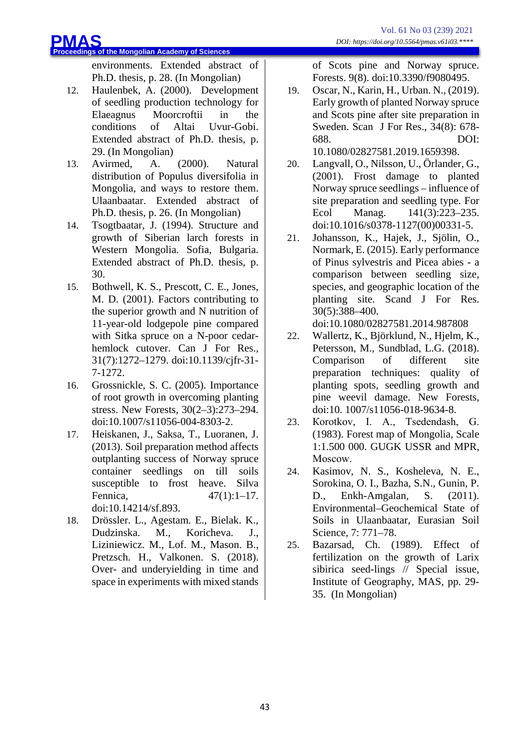environments. Extended abstract of Ph.D. thesis, p. 28. (In Mongolian)

12. Haulenbek, A. (2000). Development of seedling production technology for Elaeagnus Moorcroftii in the conditions of Altai Uvur-Gobi. Extended abstract of Ph.D. thesis, p. 29. (In Mongolian)
13. Avirmed, A. (2000). Natural distribution of Populus diversifolia in Mongolia, and ways to restore them. Ulaanbaatar. Extended abstract of Ph.D. thesis, p. 26. (In Mongolian)
14. Tsogtbaatar, J. (1994). Structure and growth of Siberian larch forests in Western Mongolia. Sofia, Bulgaria. Extended abstract of Ph.D. thesis, p. 30.
15. Bothwell, K. S., Prescott, C. E., Jones, M. D. (2001). Factors contributing to the superior growth and N nutrition of 11-year-old lodgepole pine compared with Sitka spruce on a N-poor cedar-hemlock cutover. Can J For Res., 31(7):1272–1279. doi:10.1139/cjfr-31-7-1272.
16. Grossnickle, S. C. (2005). Importance of root growth in overcoming planting stress. New Forests, 30(2–3):273–294. doi:10.1007/s11056-004-8303-2.
17. Heiskanen, J., Saksa, T., Luoranen, J. (2013). Soil preparation method affects outplanting success of Norway spruce container seedlings on till soils susceptible to frost heave. Silva Fennica, 47(1):1–17. doi:10.14214/sf.893.
18. Drössler. L., Agestam. E., Bielak. K., Dudzinska. M., Koricheva. J., Liziniewicz. M., Lof. M., Mason. B., Pretzsch. H., Valkonen. S. (2018). Over- and underyielding in time and space in experiments with mixed stands of Scots pine and Norway spruce. Forests. 9(8). doi:10.3390/f9080495.
19. Oscar, N., Karin, H., Urban. N., (2019). Early growth of planted Norway spruce and Scots pine after site preparation in Sweden. Scan J For Res., 34(8): 678-688. DOI: 10.1080/02827581.2019.1659398.
20. Langvall, O., Nilsson, U., Örlander, G., (2001). Frost damage to planted Norway spruce seedlings – influence of site preparation and seedling type. For Ecol Manag. 141(3):223–235. doi:10.1016/s0378-1127(00)00331-5.
21. Johansson, K., Hajek, J., Sjölin, O., Normark, E. (2015). Early performance of Pinus sylvestris and Picea abies - a comparison between seedling size, species, and geographic location of the planting site. Scand J For Res. 30(5):388–400. doi:10.1080/02827581.2014.987808
22. Wallertz, K., Björklund, N., Hjelm, K., Petersson, M., Sundblad, L.G. (2018). Comparison of different site preparation techniques: quality of planting spots, seedling growth and pine weevil damage. New Forests, doi:10. 1007/s11056-018-9634-8.
23. Korotkov, I. A., Tsedendash, G. (1983). Forest map of Mongolia, Scale 1:1.500 000. GUGK USSR and MPR, Moscow.
24. Kasimov, N. S., Kosheleva, N. E., Sorokina, O. I., Bazha, S.N., Gunin, P. D., Enkh-Amgalan, S. (2011). Environmental–Geochemical State of Soils in Ulaanbaatar, Eurasian Soil Science, 7: 771–78.
25. Bazarsad, Ch. (1989). Effect of fertilization on the growth of Larix sibirica seed-lings // Special issue, Institute of Geography, MAS, pp. 29-35. (In Mongolian)